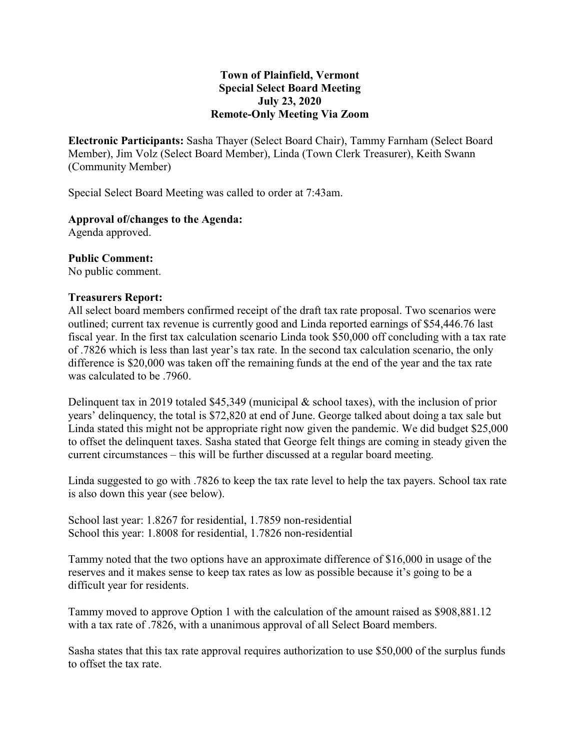# Town of Plainfield, Vermont
## Special Select Board Meeting
## July 23, 2020
## Remote-Only Meeting Via Zoom

**Electronic Participants:** Sasha Thayer (Select Board Chair), Tammy Farnham (Select Board Member), Jim Volz (Select Board Member), Linda (Town Clerk Treasurer), Keith Swann (Community Member)

Special Select Board Meeting was called to order at 7:43am.

**Approval of/changes to the Agenda:**
Agenda approved.

**Public Comment:**
No public comment.

**Treasurers Report:**
All select board members confirmed receipt of the draft tax rate proposal. Two scenarios were outlined; current tax revenue is currently good and Linda reported earnings of $54,446.76 last fiscal year. In the first tax calculation scenario Linda took $50,000 off concluding with a tax rate of .7826 which is less than last year's tax rate. In the second tax calculation scenario, the only difference is $20,000 was taken off the remaining funds at the end of the year and the tax rate was calculated to be .7960.

Delinquent tax in 2019 totaled $45,349 (municipal & school taxes), with the inclusion of prior years' delinquency, the total is $72,820 at end of June. George talked about doing a tax sale but Linda stated this might not be appropriate right now given the pandemic. We did budget $25,000 to offset the delinquent taxes. Sasha stated that George felt things are coming in steady given the current circumstances – this will be further discussed at a regular board meeting.

Linda suggested to go with .7826 to keep the tax rate level to help the tax payers. School tax rate is also down this year (see below).

School last year: 1.8267 for residential, 1.7859 non-residential
School this year: 1.8008 for residential, 1.7826 non-residential

Tammy noted that the two options have an approximate difference of $16,000 in usage of the reserves and it makes sense to keep tax rates as low as possible because it's going to be a difficult year for residents.

Tammy moved to approve Option 1 with the calculation of the amount raised as $908,881.12 with a tax rate of .7826, with a unanimous approval of all Select Board members.

Sasha states that this tax rate approval requires authorization to use $50,000 of the surplus funds to offset the tax rate.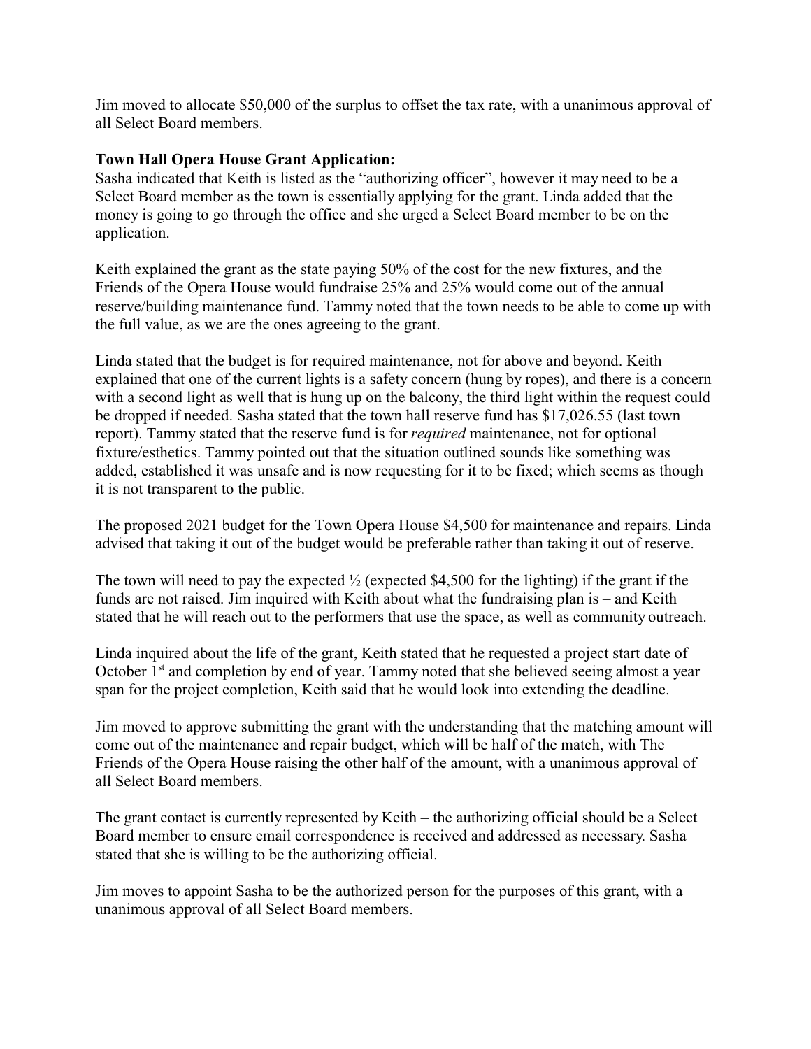Jim moved to allocate $50,000 of the surplus to offset the tax rate, with a unanimous approval of all Select Board members.

**Town Hall Opera House Grant Application:**
Sasha indicated that Keith is listed as the "authorizing officer", however it may need to be a Select Board member as the town is essentially applying for the grant. Linda added that the money is going to go through the office and she urged a Select Board member to be on the application.

Keith explained the grant as the state paying 50% of the cost for the new fixtures, and the Friends of the Opera House would fundraise 25% and 25% would come out of the annual reserve/building maintenance fund. Tammy noted that the town needs to be able to come up with the full value, as we are the ones agreeing to the grant.

Linda stated that the budget is for required maintenance, not for above and beyond. Keith explained that one of the current lights is a safety concern (hung by ropes), and there is a concern with a second light as well that is hung up on the balcony, the third light within the request could be dropped if needed. Sasha stated that the town hall reserve fund has $17,026.55 (last town report). Tammy stated that the reserve fund is for *required* maintenance, not for optional fixture/esthetics. Tammy pointed out that the situation outlined sounds like something was added, established it was unsafe and is now requesting for it to be fixed; which seems as though it is not transparent to the public.

The proposed 2021 budget for the Town Opera House $4,500 for maintenance and repairs. Linda advised that taking it out of the budget would be preferable rather than taking it out of reserve.

The town will need to pay the expected ½ (expected $4,500 for the lighting) if the grant if the funds are not raised. Jim inquired with Keith about what the fundraising plan is – and Keith stated that he will reach out to the performers that use the space, as well as community outreach.

Linda inquired about the life of the grant, Keith stated that he requested a project start date of October 1st and completion by end of year. Tammy noted that she believed seeing almost a year span for the project completion, Keith said that he would look into extending the deadline.

Jim moved to approve submitting the grant with the understanding that the matching amount will come out of the maintenance and repair budget, which will be half of the match, with The Friends of the Opera House raising the other half of the amount, with a unanimous approval of all Select Board members.

The grant contact is currently represented by Keith – the authorizing official should be a Select Board member to ensure email correspondence is received and addressed as necessary. Sasha stated that she is willing to be the authorizing official.

Jim moves to appoint Sasha to be the authorized person for the purposes of this grant, with a unanimous approval of all Select Board members.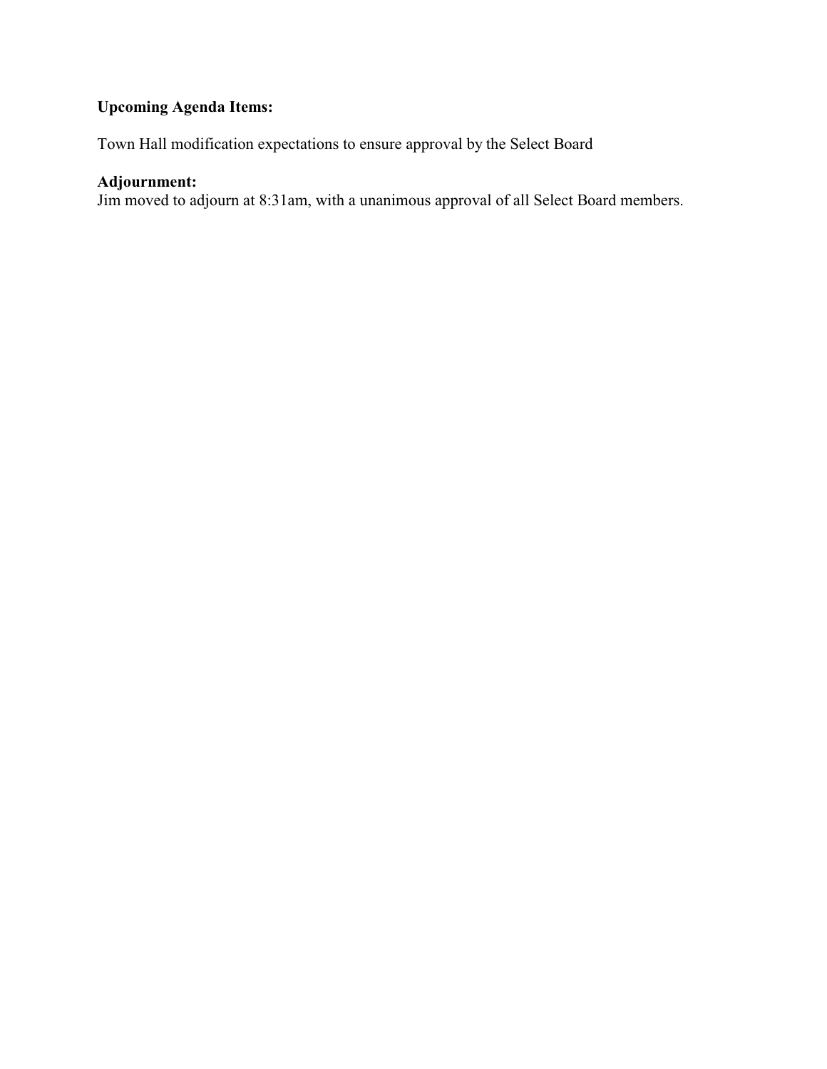**Upcoming Agenda Items:**

Town Hall modification expectations to ensure approval by the Select Board

**Adjournment:**
Jim moved to adjourn at 8:31am, with a unanimous approval of all Select Board members.